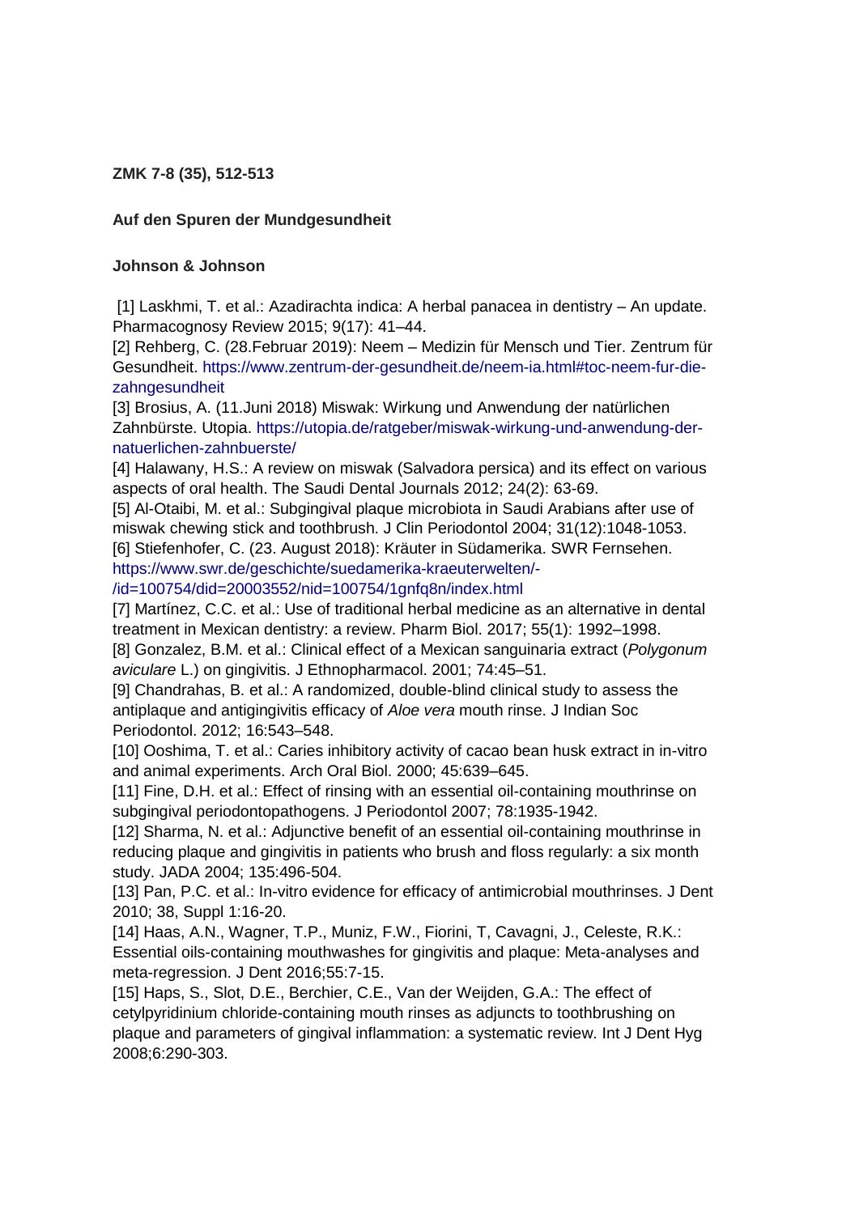**ZMK 7-8 (35), 512-513**

**Auf den Spuren der Mundgesundheit**

**Johnson & Johnson**

[1] Laskhmi, T. et al.: Azadirachta indica: A herbal panacea in dentistry – An update. Pharmacognosy Review 2015; 9(17): 41–44.

[2] Rehberg, C. (28.Februar 2019): Neem – Medizin für Mensch und Tier. Zentrum für Gesundheit. https://www.zentrum-der-gesundheit.de/neem-ia.html#toc-neem-fur-die-zahngesundheit

[3] Brosius, A. (11.Juni 2018) Miswak: Wirkung und Anwendung der natürlichen Zahnbürste. Utopia. https://utopia.de/ratgeber/miswak-wirkung-und-anwendung-der-natuerlichen-zahnbuerste/

[4] Halawany, H.S.: A review on miswak (Salvadora persica) and its effect on various aspects of oral health. The Saudi Dental Journals 2012; 24(2): 63-69.

[5] Al-Otaibi, M. et al.: Subgingival plaque microbiota in Saudi Arabians after use of miswak chewing stick and toothbrush. J Clin Periodontol 2004; 31(12):1048-1053.

[6] Stiefenhofer, C. (23. August 2018): Kräuter in Südamerika. SWR Fernsehen. https://www.swr.de/geschichte/suedamerika-kraeuterwelten/-/id=100754/did=20003552/nid=100754/1gnfq8n/index.html

[7] Martínez, C.C. et al.: Use of traditional herbal medicine as an alternative in dental treatment in Mexican dentistry: a review. Pharm Biol. 2017; 55(1): 1992–1998.

[8] Gonzalez, B.M. et al.: Clinical effect of a Mexican sanguinaria extract (*Polygonum aviculare* L.) on gingivitis. J Ethnopharmacol. 2001; 74:45–51.

[9] Chandrahas, B. et al.: A randomized, double-blind clinical study to assess the antiplaque and antigingivitis efficacy of *Aloe vera* mouth rinse. J Indian Soc Periodontol. 2012; 16:543–548.

[10] Ooshima, T. et al.: Caries inhibitory activity of cacao bean husk extract in in-vitro and animal experiments. Arch Oral Biol. 2000; 45:639–645.

[11] Fine, D.H. et al.: Effect of rinsing with an essential oil-containing mouthrinse on subgingival periodontopathogens. J Periodontol 2007; 78:1935-1942.

[12] Sharma, N. et al.: Adjunctive benefit of an essential oil-containing mouthrinse in reducing plaque and gingivitis in patients who brush and floss regularly: a six month study. JADA 2004; 135:496-504.

[13] Pan, P.C. et al.: In-vitro evidence for efficacy of antimicrobial mouthrinses. J Dent 2010; 38, Suppl 1:16-20.

[14] Haas, A.N., Wagner, T.P., Muniz, F.W., Fiorini, T, Cavagni, J., Celeste, R.K.: Essential oils-containing mouthwashes for gingivitis and plaque: Meta-analyses and meta-regression. J Dent 2016;55:7-15.

[15] Haps, S., Slot, D.E., Berchier, C.E., Van der Weijden, G.A.: The effect of cetylpyridinium chloride-containing mouth rinses as adjuncts to toothbrushing on plaque and parameters of gingival inflammation: a systematic review. Int J Dent Hyg 2008;6:290-303.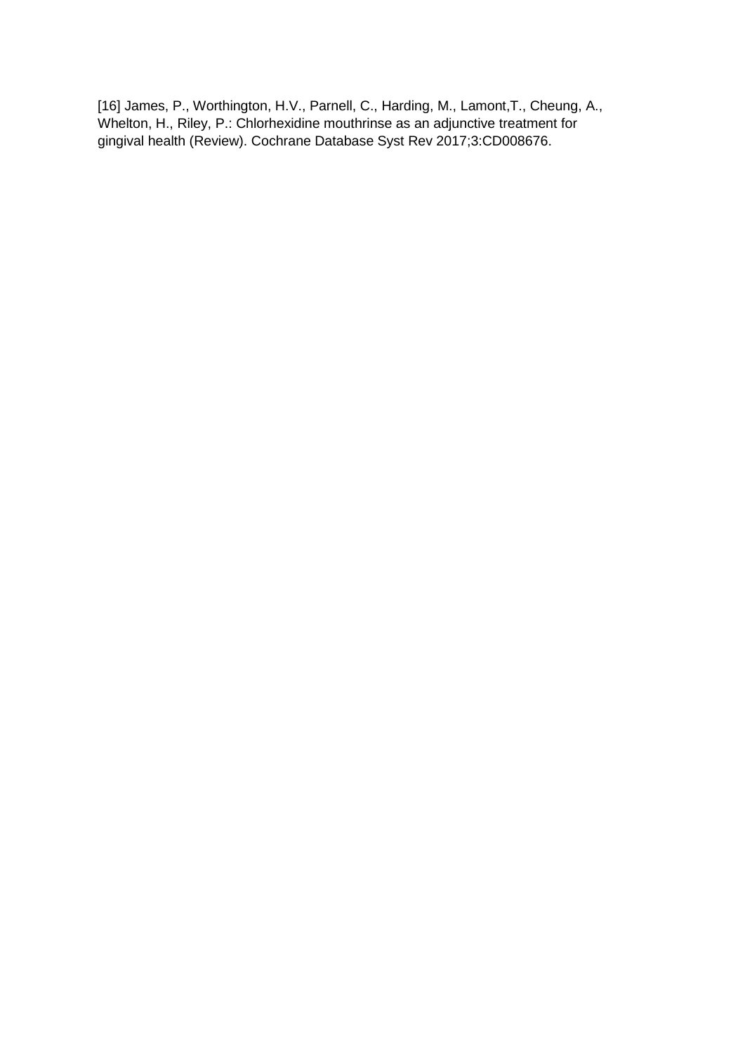[16] James, P., Worthington, H.V., Parnell, C., Harding, M., Lamont,T., Cheung, A., Whelton, H., Riley, P.: Chlorhexidine mouthrinse as an adjunctive treatment for gingival health (Review). Cochrane Database Syst Rev 2017;3:CD008676.